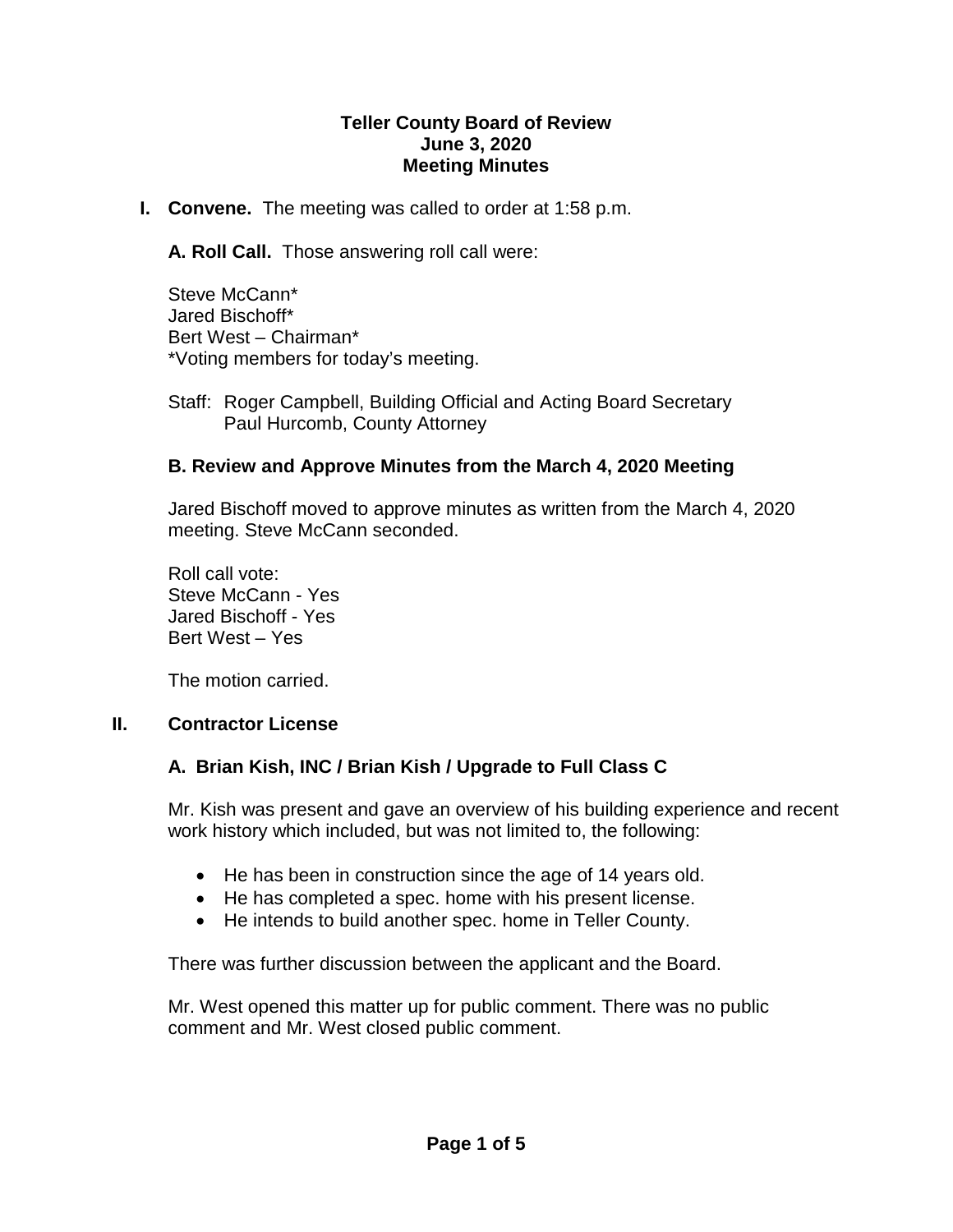# Teller County Board of Review
## June 3, 2020
## Meeting Minutes

**I. Convene.** The meeting was called to order at 1:58 p.m.

**A. Roll Call.** Those answering roll call were:

Steve McCann*
Jared Bischoff*
Bert West – Chairman*
*Voting members for today's meeting.

Staff: Roger Campbell, Building Official and Acting Board Secretary
Paul Hurcomb, County Attorney

### B. Review and Approve Minutes from the March 4, 2020 Meeting

Jared Bischoff moved to approve minutes as written from the March 4, 2020 meeting. Steve McCann seconded.

Roll call vote:
Steve McCann - Yes
Jared Bischoff - Yes
Bert West – Yes

The motion carried.

## II. Contractor License

### A. Brian Kish, INC / Brian Kish / Upgrade to Full Class C

Mr. Kish was present and gave an overview of his building experience and recent work history which included, but was not limited to, the following:

- He has been in construction since the age of 14 years old.
- He has completed a spec. home with his present license.
- He intends to build another spec. home in Teller County.

There was further discussion between the applicant and the Board.

Mr. West opened this matter up for public comment. There was no public comment and Mr. West closed public comment.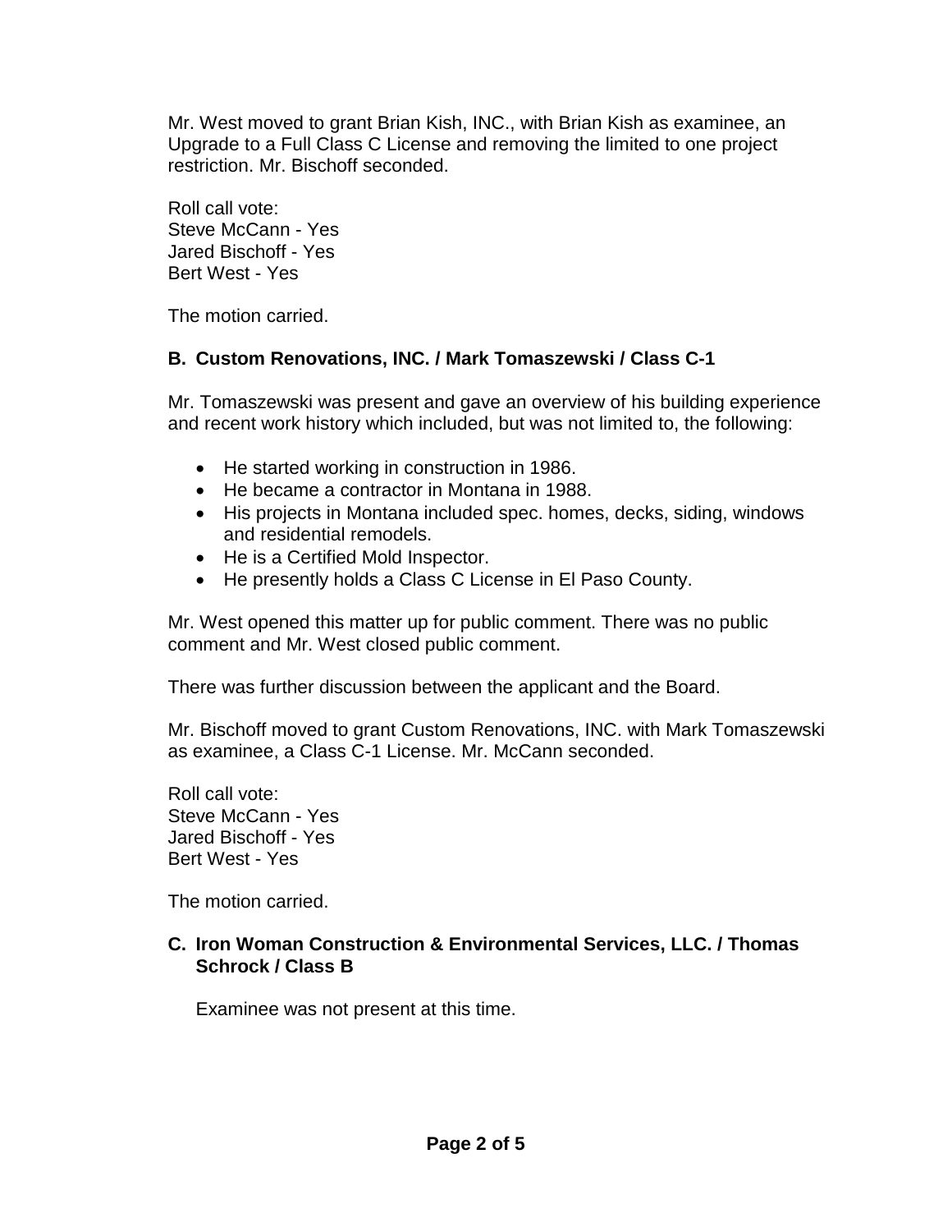Mr. West moved to grant Brian Kish, INC., with Brian Kish as examinee, an Upgrade to a Full Class C License and removing the limited to one project restriction. Mr. Bischoff seconded.

Roll call vote:
Steve McCann - Yes
Jared Bischoff - Yes
Bert West - Yes

The motion carried.

### B. Custom Renovations, INC. / Mark Tomaszewski / Class C-1

Mr. Tomaszewski was present and gave an overview of his building experience and recent work history which included, but was not limited to, the following:

- He started working in construction in 1986.
- He became a contractor in Montana in 1988.
- His projects in Montana included spec. homes, decks, siding, windows and residential remodels.
- He is a Certified Mold Inspector.
- He presently holds a Class C License in El Paso County.

Mr. West opened this matter up for public comment. There was no public comment and Mr. West closed public comment.

There was further discussion between the applicant and the Board.

Mr. Bischoff moved to grant Custom Renovations, INC. with Mark Tomaszewski as examinee, a Class C-1 License. Mr. McCann seconded.

Roll call vote:
Steve McCann - Yes
Jared Bischoff - Yes
Bert West - Yes

The motion carried.

### C. Iron Woman Construction & Environmental Services, LLC. / Thomas Schrock / Class B

Examinee was not present at this time.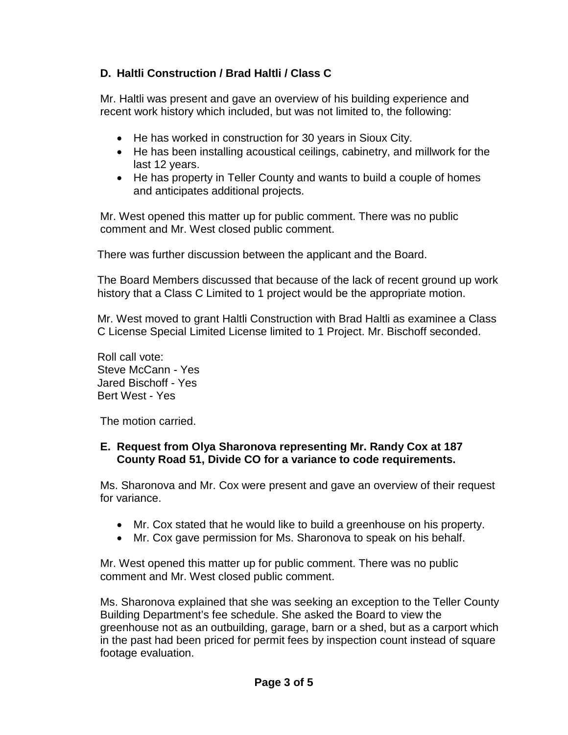### D. Haltli Construction / Brad Haltli / Class C

Mr. Haltli was present and gave an overview of his building experience and recent work history which included, but was not limited to, the following:

- He has worked in construction for 30 years in Sioux City.
- He has been installing acoustical ceilings, cabinetry, and millwork for the last 12 years.
- He has property in Teller County and wants to build a couple of homes and anticipates additional projects.

Mr. West opened this matter up for public comment. There was no public comment and Mr. West closed public comment.

There was further discussion between the applicant and the Board.

The Board Members discussed that because of the lack of recent ground up work history that a Class C Limited to 1 project would be the appropriate motion.

Mr. West moved to grant Haltli Construction with Brad Haltli as examinee a Class C License Special Limited License limited to 1 Project. Mr. Bischoff seconded.

Roll call vote:
Steve McCann - Yes
Jared Bischoff - Yes
Bert West - Yes

The motion carried.

### E. Request from Olya Sharonova representing Mr. Randy Cox at 187 County Road 51, Divide CO for a variance to code requirements.

Ms. Sharonova and Mr. Cox were present and gave an overview of their request for variance.

- Mr. Cox stated that he would like to build a greenhouse on his property.
- Mr. Cox gave permission for Ms. Sharonova to speak on his behalf.

Mr. West opened this matter up for public comment. There was no public comment and Mr. West closed public comment.

Ms. Sharonova explained that she was seeking an exception to the Teller County Building Department's fee schedule. She asked the Board to view the greenhouse not as an outbuilding, garage, barn or a shed, but as a carport which in the past had been priced for permit fees by inspection count instead of square footage evaluation.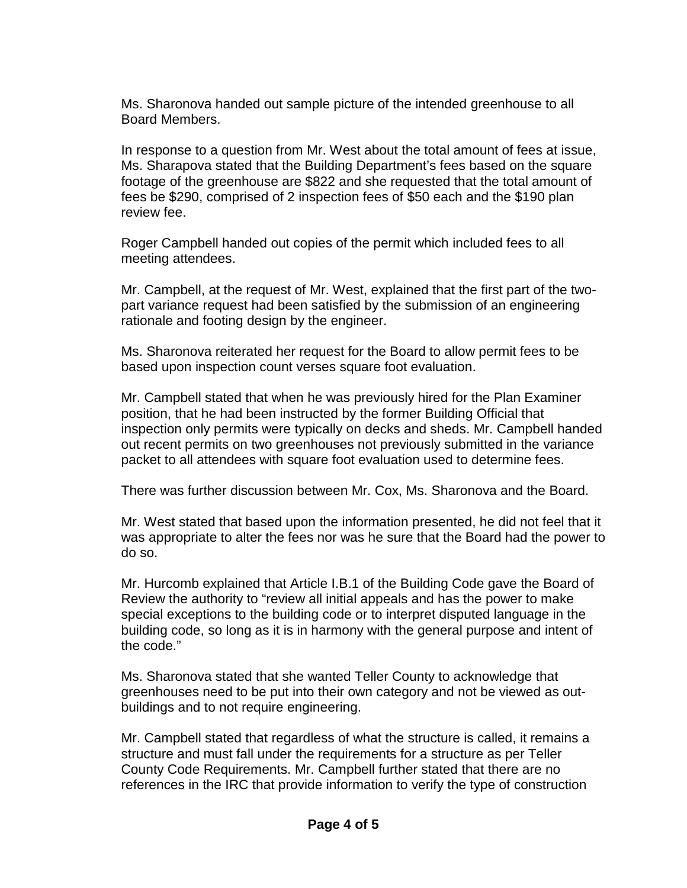Ms. Sharonova handed out sample picture of the intended greenhouse to all Board Members.

In response to a question from Mr. West about the total amount of fees at issue, Ms. Sharapova stated that the Building Department's fees based on the square footage of the greenhouse are $822 and she requested that the total amount of fees be $290, comprised of 2 inspection fees of $50 each and the $190 plan review fee.

Roger Campbell handed out copies of the permit which included fees to all meeting attendees.

Mr. Campbell, at the request of Mr. West, explained that the first part of the two-part variance request had been satisfied by the submission of an engineering rationale and footing design by the engineer.

Ms. Sharonova reiterated her request for the Board to allow permit fees to be based upon inspection count verses square foot evaluation.

Mr. Campbell stated that when he was previously hired for the Plan Examiner position, that he had been instructed by the former Building Official that inspection only permits were typically on decks and sheds. Mr. Campbell handed out recent permits on two greenhouses not previously submitted in the variance packet to all attendees with square foot evaluation used to determine fees.

There was further discussion between Mr. Cox, Ms. Sharonova and the Board.

Mr. West stated that based upon the information presented, he did not feel that it was appropriate to alter the fees nor was he sure that the Board had the power to do so.

Mr. Hurcomb explained that Article I.B.1 of the Building Code gave the Board of Review the authority to "review all initial appeals and has the power to make special exceptions to the building code or to interpret disputed language in the building code, so long as it is in harmony with the general purpose and intent of the code."

Ms. Sharonova stated that she wanted Teller County to acknowledge that greenhouses need to be put into their own category and not be viewed as out-buildings and to not require engineering.

Mr. Campbell stated that regardless of what the structure is called, it remains a structure and must fall under the requirements for a structure as per Teller County Code Requirements. Mr. Campbell further stated that there are no references in the IRC that provide information to verify the type of construction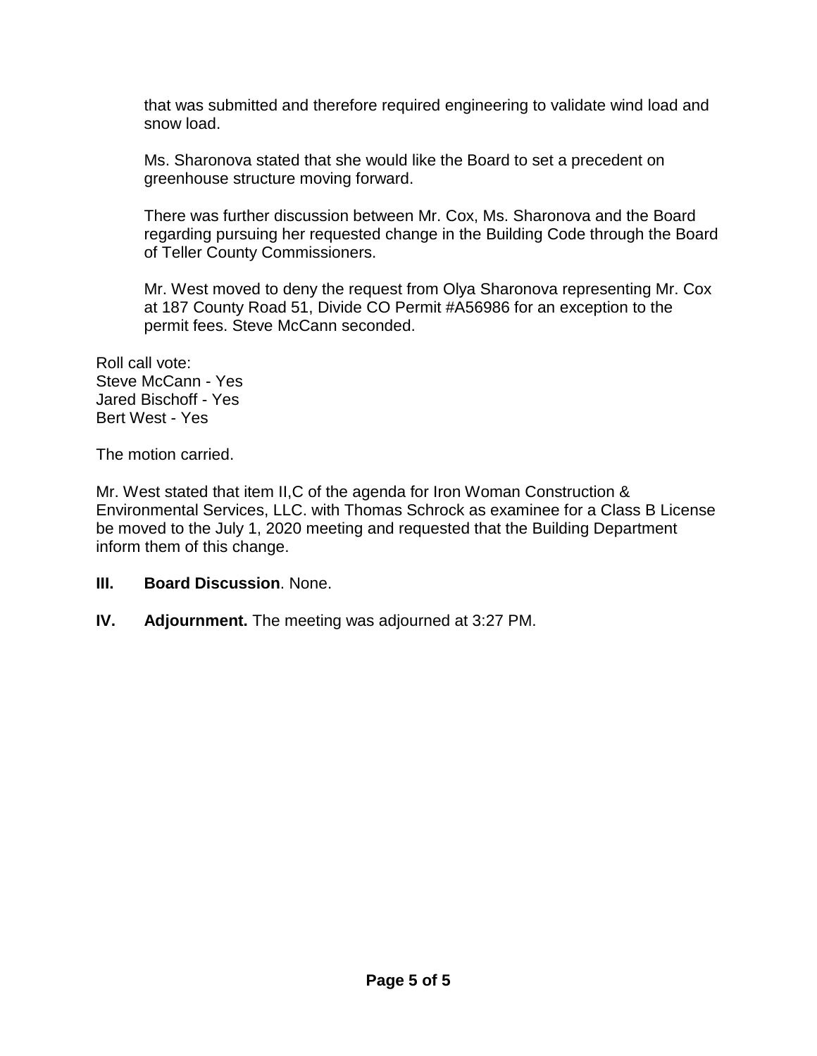that was submitted and therefore required engineering to validate wind load and snow load.

Ms. Sharonova stated that she would like the Board to set a precedent on greenhouse structure moving forward.

There was further discussion between Mr. Cox, Ms. Sharonova and the Board regarding pursuing her requested change in the Building Code through the Board of Teller County Commissioners.

Mr. West moved to deny the request from Olya Sharonova representing Mr. Cox at 187 County Road 51, Divide CO Permit #A56986 for an exception to the permit fees. Steve McCann seconded.

Roll call vote:
Steve McCann - Yes
Jared Bischoff - Yes
Bert West - Yes

The motion carried.

Mr. West stated that item II,C of the agenda for Iron Woman Construction & Environmental Services, LLC. with Thomas Schrock as examinee for a Class B License be moved to the July 1, 2020 meeting and requested that the Building Department inform them of this change.

**III. Board Discussion**. None.

**IV. Adjournment.** The meeting was adjourned at 3:27 PM.